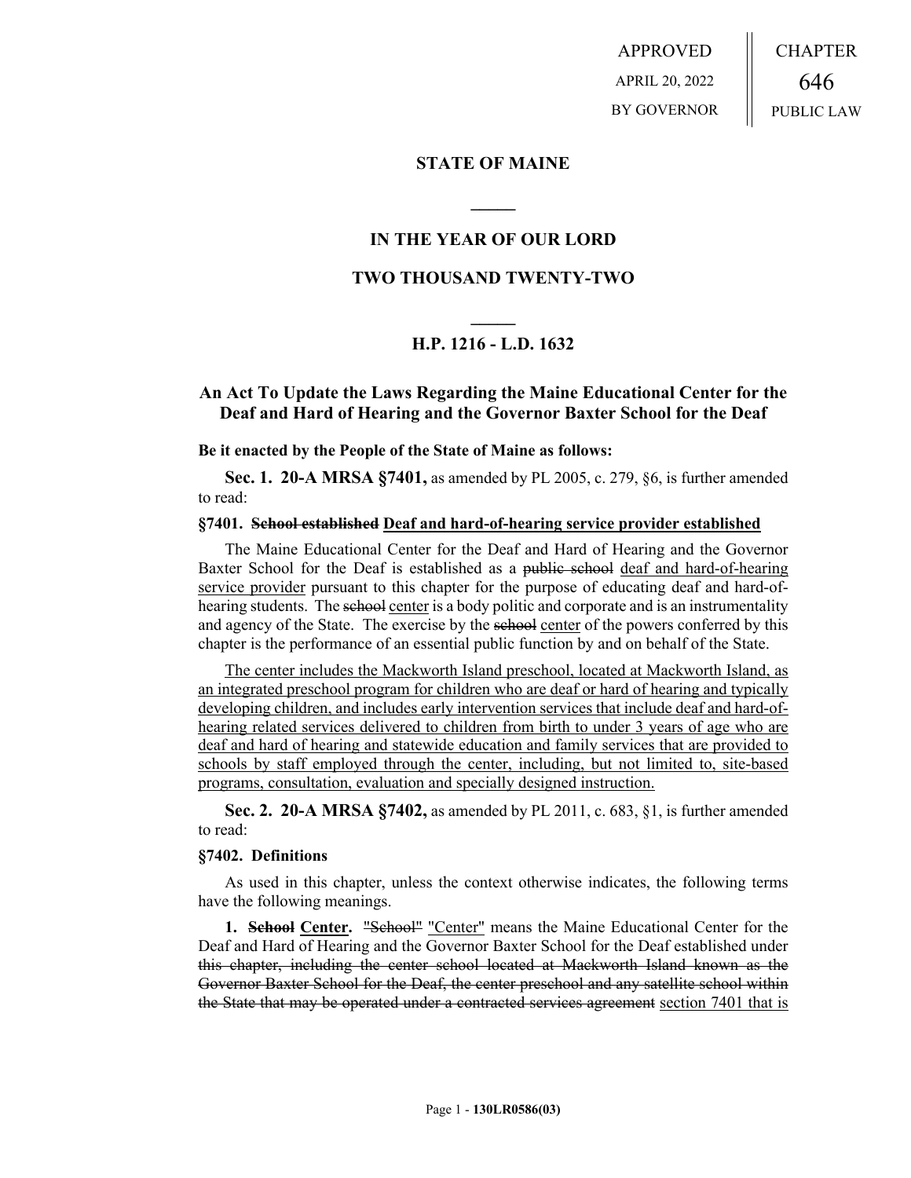APPROVED
APRIL 20, 2022
BY GOVERNOR

CHAPTER
646
PUBLIC LAW

## STATE OF MAINE

## IN THE YEAR OF OUR LORD

## TWO THOUSAND TWENTY-TWO

## H.P. 1216 - L.D. 1632

### An Act To Update the Laws Regarding the Maine Educational Center for the Deaf and Hard of Hearing and the Governor Baxter School for the Deaf

**Be it enacted by the People of the State of Maine as follows:**

**Sec. 1. 20-A MRSA §7401,** as amended by PL 2005, c. 279, §6, is further amended to read:

**§7401. ~~School established~~ Deaf and hard-of-hearing service provider established**

The Maine Educational Center for the Deaf and Hard of Hearing and the Governor Baxter School for the Deaf is established as a ~~public school~~ deaf and hard-of-hearing service provider pursuant to this chapter for the purpose of educating deaf and hard-of-hearing students. The ~~school~~ center is a body politic and corporate and is an instrumentality and agency of the State. The exercise by the ~~school~~ center of the powers conferred by this chapter is the performance of an essential public function by and on behalf of the State.

The center includes the Mackworth Island preschool, located at Mackworth Island, as an integrated preschool program for children who are deaf or hard of hearing and typically developing children, and includes early intervention services that include deaf and hard-of-hearing related services delivered to children from birth to under 3 years of age who are deaf and hard of hearing and statewide education and family services that are provided to schools by staff employed through the center, including, but not limited to, site-based programs, consultation, evaluation and specially designed instruction.

**Sec. 2. 20-A MRSA §7402,** as amended by PL 2011, c. 683, §1, is further amended to read:

**§7402. Definitions**

As used in this chapter, unless the context otherwise indicates, the following terms have the following meanings.

**1. ~~School~~ Center.** ~~"School"~~ "Center" means the Maine Educational Center for the Deaf and Hard of Hearing and the Governor Baxter School for the Deaf established under ~~this chapter, including the center school located at Mackworth Island known as the Governor Baxter School for the Deaf, the center preschool and any satellite school within the State that may be operated under a contracted services agreement~~ section 7401 that is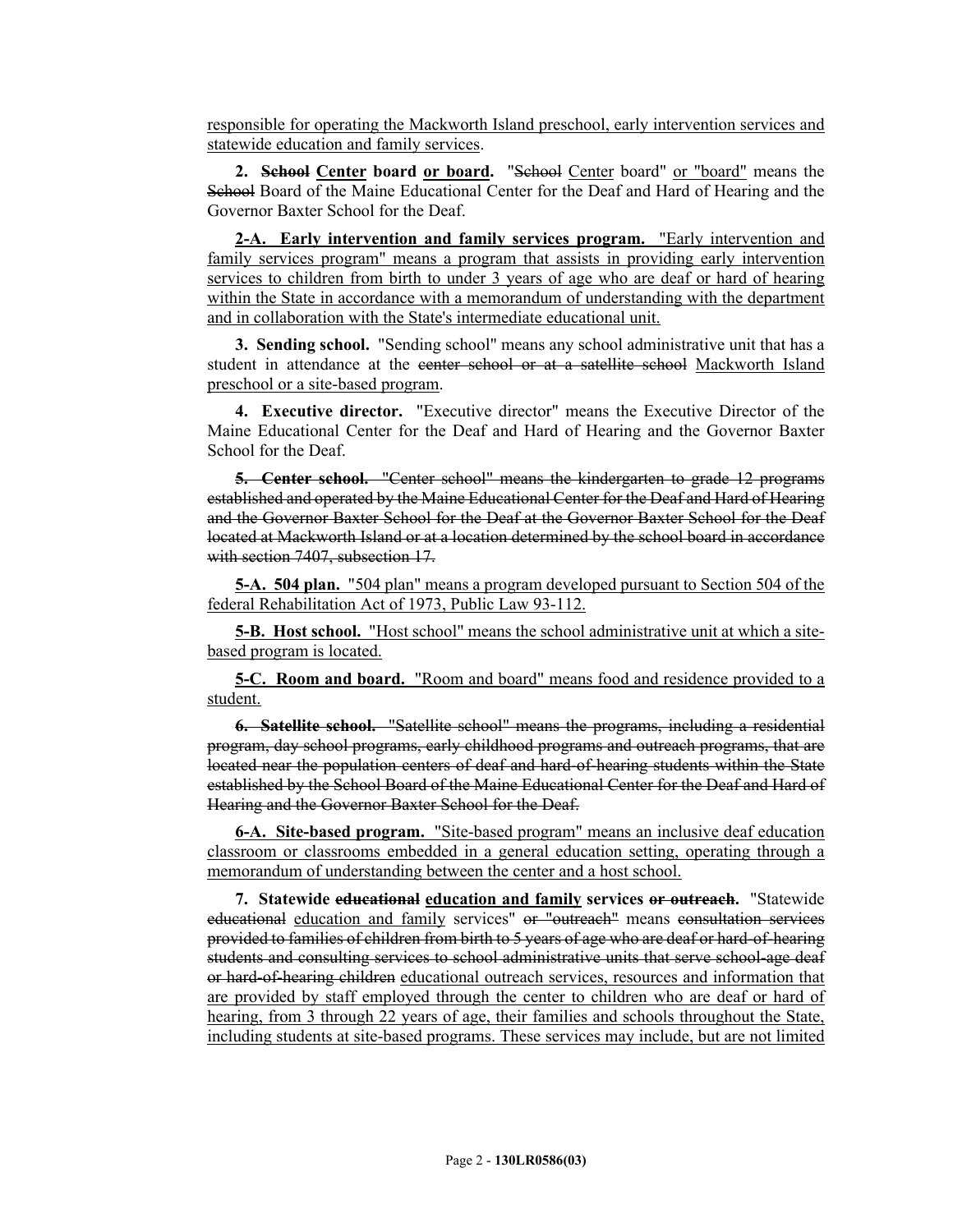<u>responsible for operating the Mackworth Island preschool, early intervention services and statewide education and family services</u>.

**2. ~~School~~ <u>Center</u> board <u>or board</u>.** "~~School~~ <u>Center</u> board" <u>or "board"</u> means the ~~School~~ Board of the Maine Educational Center for the Deaf and Hard of Hearing and the Governor Baxter School for the Deaf.

<u>**2-A. Early intervention and family services program.** "Early intervention and family services program" means a program that assists in providing early intervention services to children from birth to under 3 years of age who are deaf or hard of hearing within the State in accordance with a memorandum of understanding with the department and in collaboration with the State's intermediate educational unit.</u>

**3. Sending school.** "Sending school" means any school administrative unit that has a student in attendance at the ~~center school or at a satellite school~~ <u>Mackworth Island preschool or a site-based program</u>.

**4. Executive director.** "Executive director" means the Executive Director of the Maine Educational Center for the Deaf and Hard of Hearing and the Governor Baxter School for the Deaf.

~~**5. Center school.** "Center school" means the kindergarten to grade 12 programs established and operated by the Maine Educational Center for the Deaf and Hard of Hearing and the Governor Baxter School for the Deaf at the Governor Baxter School for the Deaf located at Mackworth Island or at a location determined by the school board in accordance with section 7407, subsection 17.~~

<u>**5-A. 504 plan.** "504 plan" means a program developed pursuant to Section 504 of the federal Rehabilitation Act of 1973, Public Law 93-112.</u>

<u>**5-B. Host school.** "Host school" means the school administrative unit at which a site-based program is located.</u>

<u>**5-C. Room and board.** "Room and board" means food and residence provided to a student.</u>

~~**6. Satellite school.** "Satellite school" means the programs, including a residential program, day school programs, early childhood programs and outreach programs, that are located near the population centers of deaf and hard-of-hearing students within the State established by the School Board of the Maine Educational Center for the Deaf and Hard of Hearing and the Governor Baxter School for the Deaf.~~

<u>**6-A. Site-based program.** "Site-based program" means an inclusive deaf education classroom or classrooms embedded in a general education setting, operating through a memorandum of understanding between the center and a host school.</u>

**7. Statewide ~~educational~~ <u>education and family</u> services ~~or outreach~~.** "Statewide ~~educational~~ <u>education and family</u> services" ~~or "outreach"~~ means ~~consultation services provided to families of children from birth to 5 years of age who are deaf or hard-of-hearing students and consulting services to school administrative units that serve school-age deaf or hard-of-hearing children~~ <u>educational outreach services, resources and information that are provided by staff employed through the center to children who are deaf or hard of hearing, from 3 through 22 years of age, their families and schools throughout the State, including students at site-based programs. These services may include, but are not limited</u>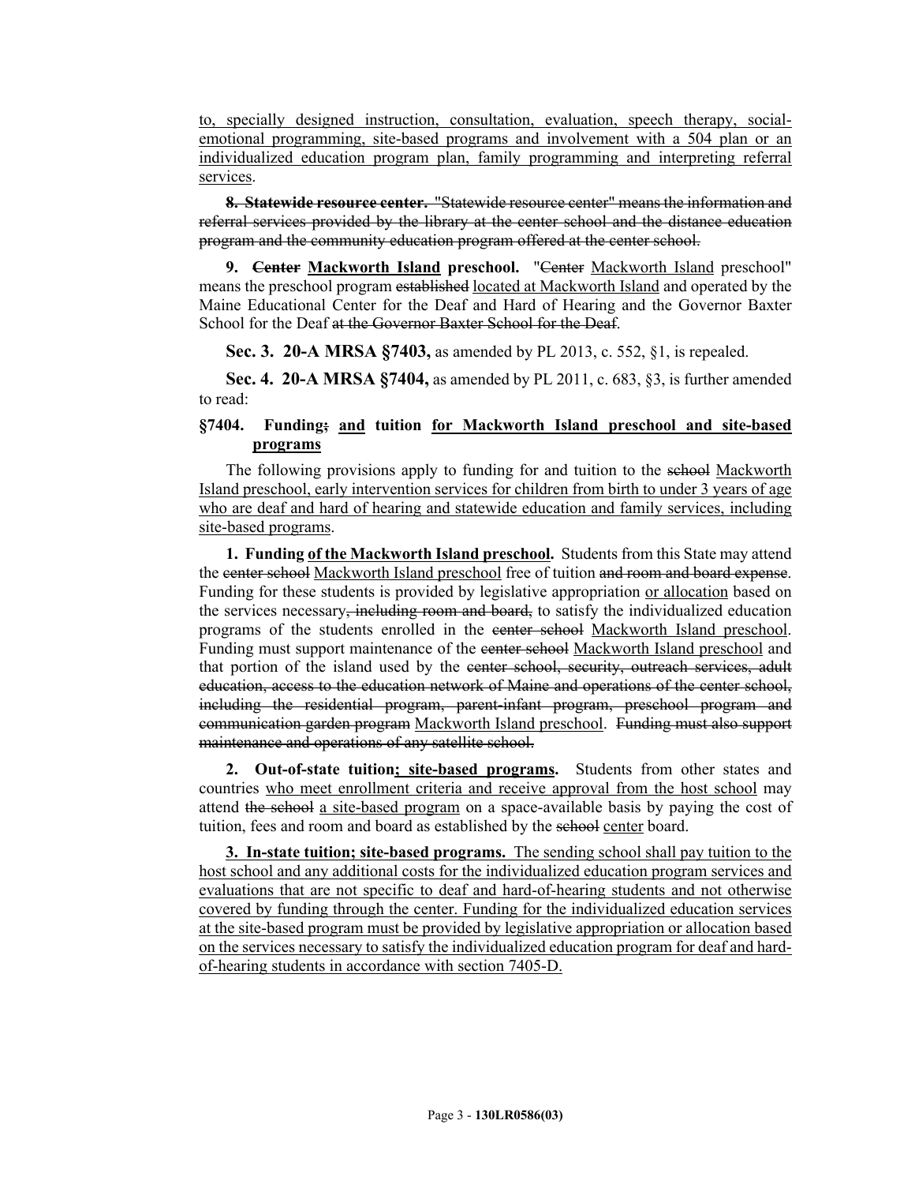to, specially designed instruction, consultation, evaluation, speech therapy, social-emotional programming, site-based programs and involvement with a 504 plan or an individualized education program plan, family programming and interpreting referral services.

**8. Statewide resource center.** "Statewide resource center" means the information and referral services provided by the library at the center school and the distance education program and the community education program offered at the center school.

**9. Center Mackworth Island preschool.** "Center Mackworth Island preschool" means the preschool program established located at Mackworth Island and operated by the Maine Educational Center for the Deaf and Hard of Hearing and the Governor Baxter School for the Deaf at the Governor Baxter School for the Deaf.

**Sec. 3. 20-A MRSA §7403,** as amended by PL 2013, c. 552, §1, is repealed.

**Sec. 4. 20-A MRSA §7404,** as amended by PL 2011, c. 683, §3, is further amended to read:

**§7404. Funding; and tuition for Mackworth Island preschool and site-based programs**

The following provisions apply to funding for and tuition to the school Mackworth Island preschool, early intervention services for children from birth to under 3 years of age who are deaf and hard of hearing and statewide education and family services, including site-based programs.

**1. Funding of the Mackworth Island preschool.** Students from this State may attend the center school Mackworth Island preschool free of tuition and room and board expense. Funding for these students is provided by legislative appropriation or allocation based on the services necessary, including room and board, to satisfy the individualized education programs of the students enrolled in the center school Mackworth Island preschool. Funding must support maintenance of the center school Mackworth Island preschool and that portion of the island used by the center school, security, outreach services, adult education, access to the education network of Maine and operations of the center school, including the residential program, parent-infant program, preschool program and communication garden program Mackworth Island preschool. Funding must also support maintenance and operations of any satellite school.

**2. Out-of-state tuition; site-based programs.** Students from other states and countries who meet enrollment criteria and receive approval from the host school may attend the school a site-based program on a space-available basis by paying the cost of tuition, fees and room and board as established by the school center board.

**3. In-state tuition; site-based programs.** The sending school shall pay tuition to the host school and any additional costs for the individualized education program services and evaluations that are not specific to deaf and hard-of-hearing students and not otherwise covered by funding through the center. Funding for the individualized education services at the site-based program must be provided by legislative appropriation or allocation based on the services necessary to satisfy the individualized education program for deaf and hard-of-hearing students in accordance with section 7405-D.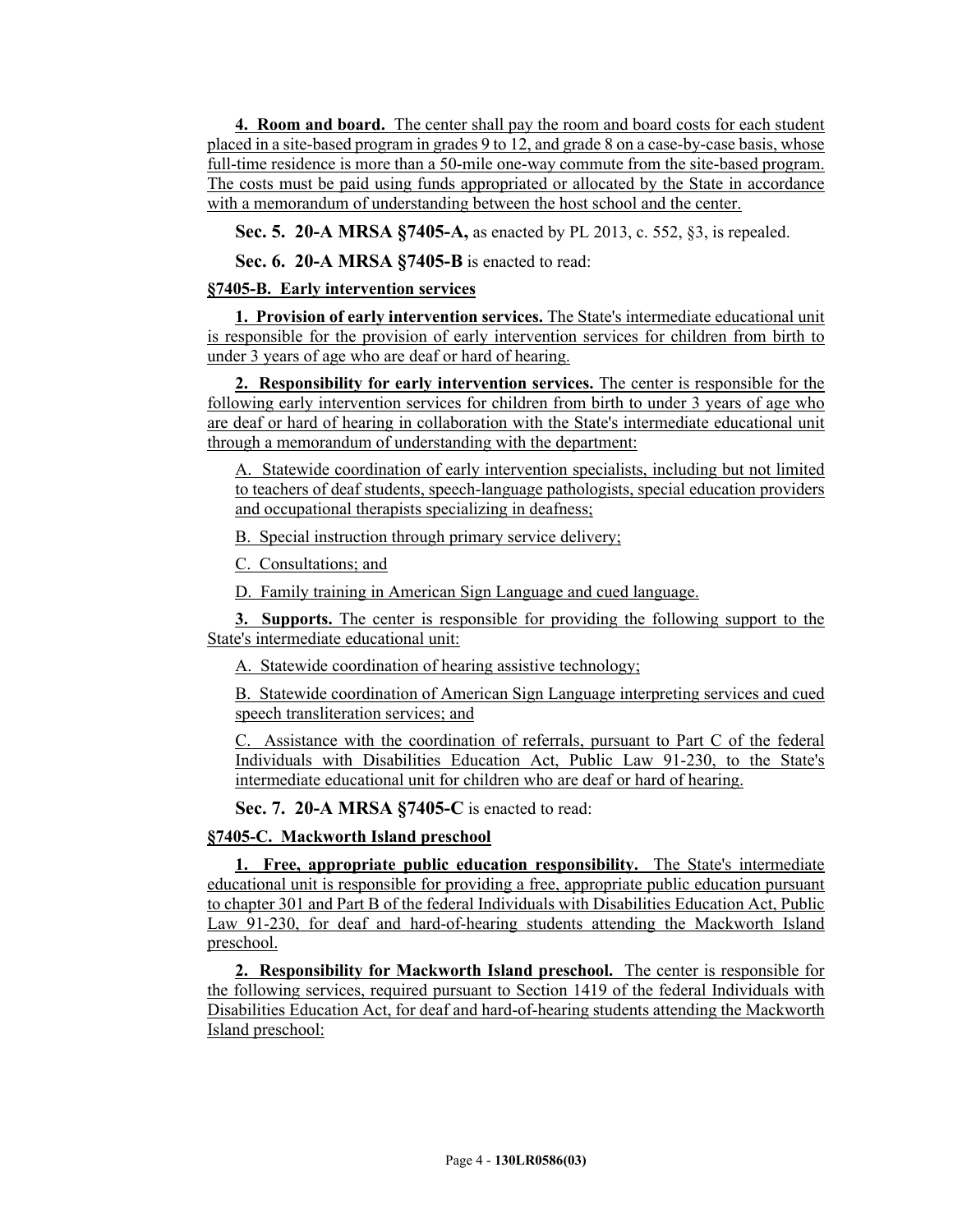**4. Room and board.** The center shall pay the room and board costs for each student placed in a site-based program in grades 9 to 12, and grade 8 on a case-by-case basis, whose full-time residence is more than a 50-mile one-way commute from the site-based program. The costs must be paid using funds appropriated or allocated by the State in accordance with a memorandum of understanding between the host school and the center.

**Sec. 5. 20-A MRSA §7405-A,** as enacted by PL 2013, c. 552, §3, is repealed.

**Sec. 6. 20-A MRSA §7405-B** is enacted to read:

**§7405-B. Early intervention services**

**1. Provision of early intervention services.** The State's intermediate educational unit is responsible for the provision of early intervention services for children from birth to under 3 years of age who are deaf or hard of hearing.

**2. Responsibility for early intervention services.** The center is responsible for the following early intervention services for children from birth to under 3 years of age who are deaf or hard of hearing in collaboration with the State's intermediate educational unit through a memorandum of understanding with the department:

A. Statewide coordination of early intervention specialists, including but not limited to teachers of deaf students, speech-language pathologists, special education providers and occupational therapists specializing in deafness;

B. Special instruction through primary service delivery;

C. Consultations; and

D. Family training in American Sign Language and cued language.

**3. Supports.** The center is responsible for providing the following support to the State's intermediate educational unit:

A. Statewide coordination of hearing assistive technology;

B. Statewide coordination of American Sign Language interpreting services and cued speech transliteration services; and

C. Assistance with the coordination of referrals, pursuant to Part C of the federal Individuals with Disabilities Education Act, Public Law 91-230, to the State's intermediate educational unit for children who are deaf or hard of hearing.

**Sec. 7. 20-A MRSA §7405-C** is enacted to read:

**§7405-C. Mackworth Island preschool**

**1. Free, appropriate public education responsibility.** The State's intermediate educational unit is responsible for providing a free, appropriate public education pursuant to chapter 301 and Part B of the federal Individuals with Disabilities Education Act, Public Law 91-230, for deaf and hard-of-hearing students attending the Mackworth Island preschool.

**2. Responsibility for Mackworth Island preschool.** The center is responsible for the following services, required pursuant to Section 1419 of the federal Individuals with Disabilities Education Act, for deaf and hard-of-hearing students attending the Mackworth Island preschool: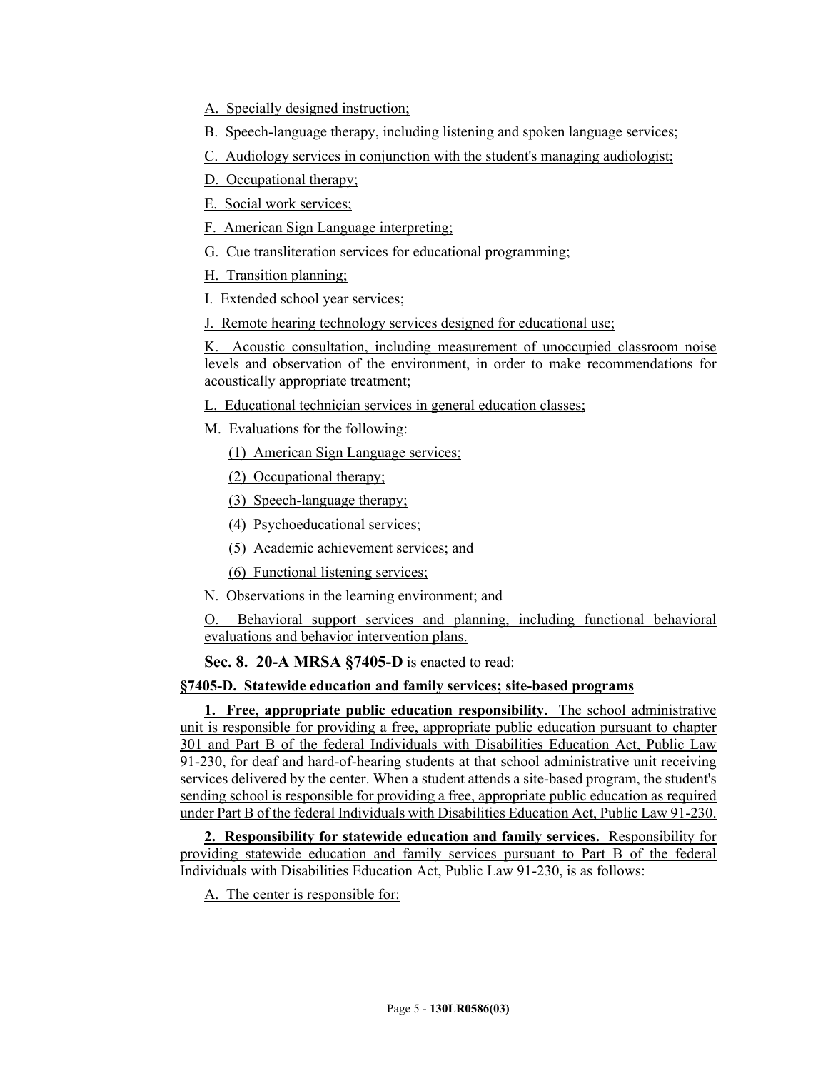A. Specially designed instruction;

B. Speech-language therapy, including listening and spoken language services;

C. Audiology services in conjunction with the student's managing audiologist;

D. Occupational therapy;

E. Social work services;

F. American Sign Language interpreting;

G. Cue transliteration services for educational programming;

H. Transition planning;

I. Extended school year services;

J. Remote hearing technology services designed for educational use;

K. Acoustic consultation, including measurement of unoccupied classroom noise levels and observation of the environment, in order to make recommendations for acoustically appropriate treatment;

L. Educational technician services in general education classes;

M. Evaluations for the following:

(1) American Sign Language services;

(2) Occupational therapy;

(3) Speech-language therapy;

(4) Psychoeducational services;

(5) Academic achievement services; and

(6) Functional listening services;

N. Observations in the learning environment; and

O. Behavioral support services and planning, including functional behavioral evaluations and behavior intervention plans.

**Sec. 8. 20-A MRSA §7405-D** is enacted to read:

**§7405-D. Statewide education and family services; site-based programs**

**1. Free, appropriate public education responsibility.** The school administrative unit is responsible for providing a free, appropriate public education pursuant to chapter 301 and Part B of the federal Individuals with Disabilities Education Act, Public Law 91-230, for deaf and hard-of-hearing students at that school administrative unit receiving services delivered by the center. When a student attends a site-based program, the student's sending school is responsible for providing a free, appropriate public education as required under Part B of the federal Individuals with Disabilities Education Act, Public Law 91-230.

**2. Responsibility for statewide education and family services.** Responsibility for providing statewide education and family services pursuant to Part B of the federal Individuals with Disabilities Education Act, Public Law 91-230, is as follows:

A. The center is responsible for: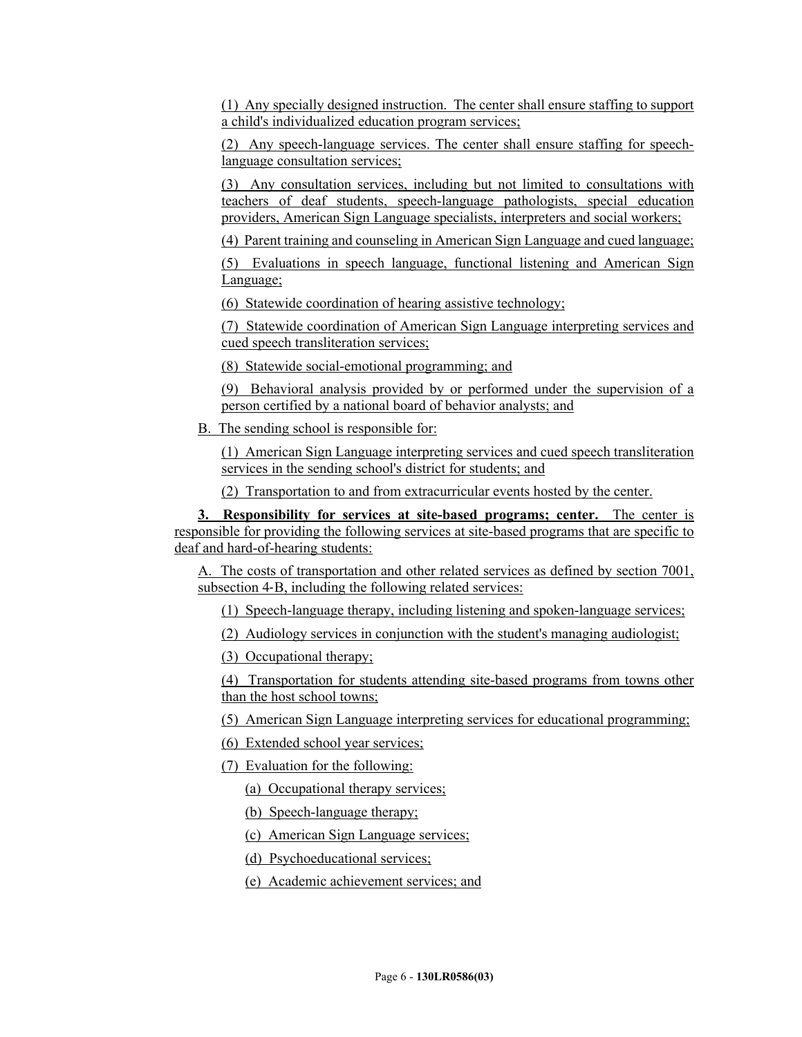(1) Any specially designed instruction. The center shall ensure staffing to support a child's individualized education program services;

(2) Any speech-language services. The center shall ensure staffing for speech-language consultation services;

(3) Any consultation services, including but not limited to consultations with teachers of deaf students, speech-language pathologists, special education providers, American Sign Language specialists, interpreters and social workers;

(4) Parent training and counseling in American Sign Language and cued language;

(5) Evaluations in speech language, functional listening and American Sign Language;

(6) Statewide coordination of hearing assistive technology;

(7) Statewide coordination of American Sign Language interpreting services and cued speech transliteration services;

(8) Statewide social-emotional programming; and

(9) Behavioral analysis provided by or performed under the supervision of a person certified by a national board of behavior analysts; and

B. The sending school is responsible for:

(1) American Sign Language interpreting services and cued speech transliteration services in the sending school's district for students; and

(2) Transportation to and from extracurricular events hosted by the center.

**3. Responsibility for services at site-based programs; center.** The center is responsible for providing the following services at site-based programs that are specific to deaf and hard-of-hearing students:

A. The costs of transportation and other related services as defined by section 7001, subsection 4-B, including the following related services:

(1) Speech-language therapy, including listening and spoken-language services;

(2) Audiology services in conjunction with the student's managing audiologist;

(3) Occupational therapy;

(4) Transportation for students attending site-based programs from towns other than the host school towns;

(5) American Sign Language interpreting services for educational programming;

(6) Extended school year services;

(7) Evaluation for the following:

(a) Occupational therapy services;

(b) Speech-language therapy;

(c) American Sign Language services;

(d) Psychoeducational services;

(e) Academic achievement services; and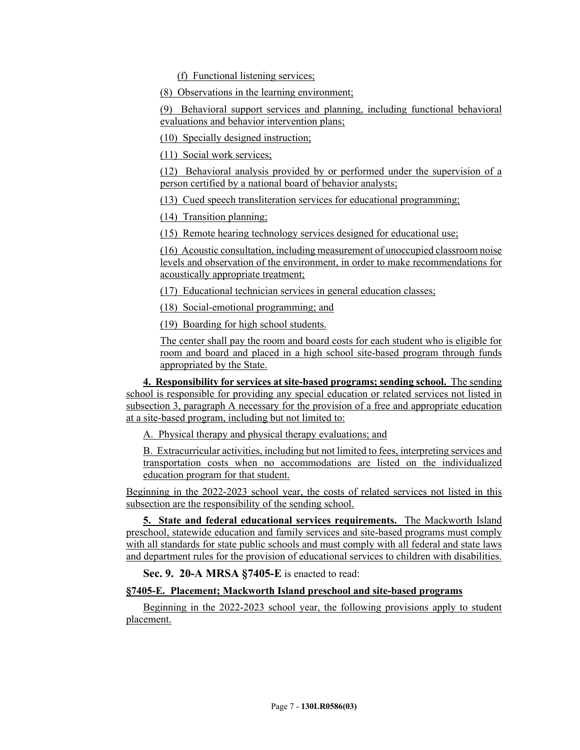(f) Functional listening services;

(8) Observations in the learning environment;

(9) Behavioral support services and planning, including functional behavioral evaluations and behavior intervention plans;

(10) Specially designed instruction;

(11) Social work services;

(12) Behavioral analysis provided by or performed under the supervision of a person certified by a national board of behavior analysts;

(13) Cued speech transliteration services for educational programming;

(14) Transition planning;

(15) Remote hearing technology services designed for educational use;

(16) Acoustic consultation, including measurement of unoccupied classroom noise levels and observation of the environment, in order to make recommendations for acoustically appropriate treatment;

(17) Educational technician services in general education classes;

(18) Social-emotional programming; and

(19) Boarding for high school students.

The center shall pay the room and board costs for each student who is eligible for room and board and placed in a high school site-based program through funds appropriated by the State.

**4. Responsibility for services at site-based programs; sending school.** The sending school is responsible for providing any special education or related services not listed in subsection 3, paragraph A necessary for the provision of a free and appropriate education at a site-based program, including but not limited to:

A. Physical therapy and physical therapy evaluations; and

B. Extracurricular activities, including but not limited to fees, interpreting services and transportation costs when no accommodations are listed on the individualized education program for that student.

Beginning in the 2022-2023 school year, the costs of related services not listed in this subsection are the responsibility of the sending school.

**5. State and federal educational services requirements.** The Mackworth Island preschool, statewide education and family services and site-based programs must comply with all standards for state public schools and must comply with all federal and state laws and department rules for the provision of educational services to children with disabilities.

**Sec. 9. 20-A MRSA §7405-E** is enacted to read:

**§7405-E. Placement; Mackworth Island preschool and site-based programs**

Beginning in the 2022-2023 school year, the following provisions apply to student placement.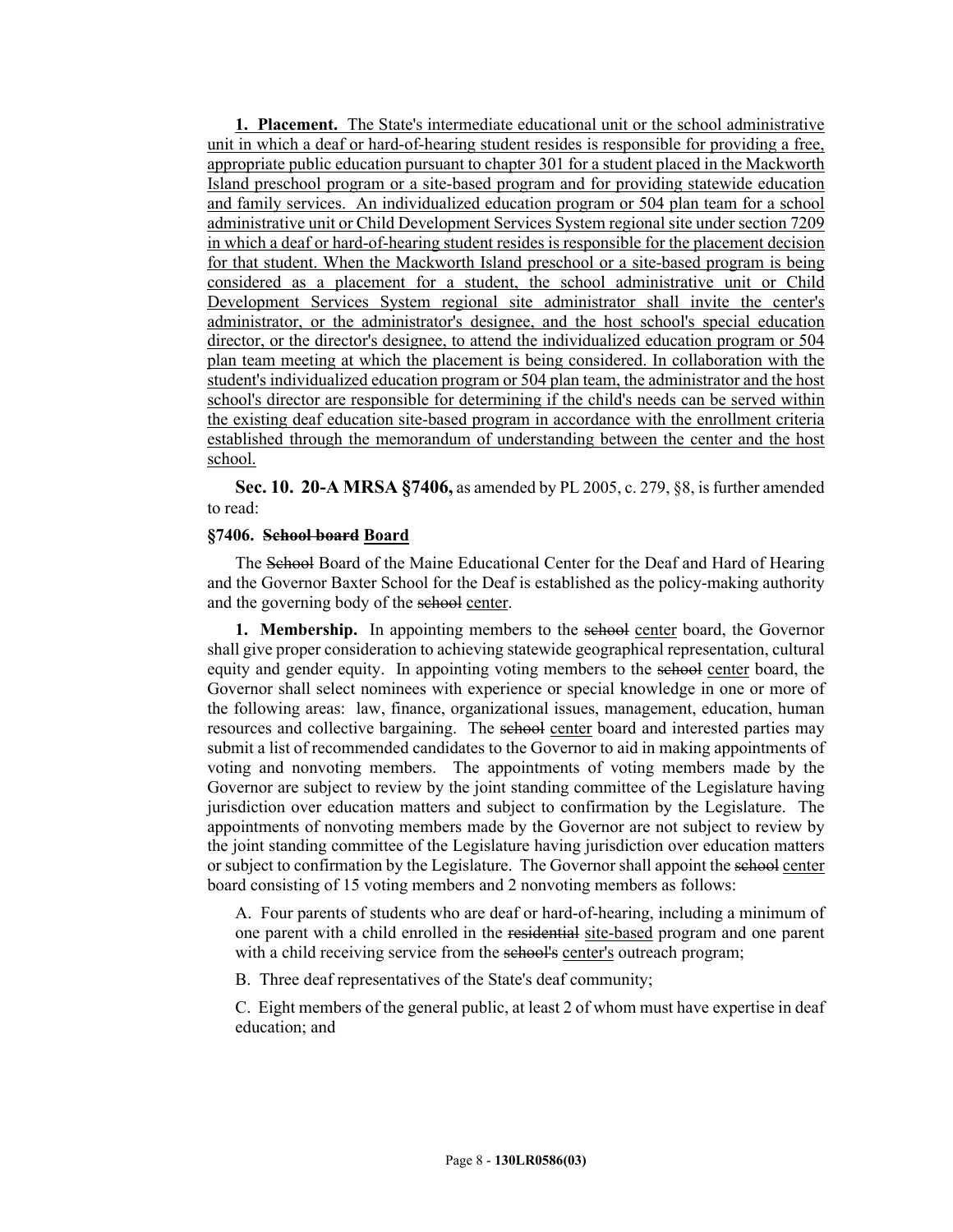**1. Placement.** The State's intermediate educational unit or the school administrative unit in which a deaf or hard-of-hearing student resides is responsible for providing a free, appropriate public education pursuant to chapter 301 for a student placed in the Mackworth Island preschool program or a site-based program and for providing statewide education and family services. An individualized education program or 504 plan team for a school administrative unit or Child Development Services System regional site under section 7209 in which a deaf or hard-of-hearing student resides is responsible for the placement decision for that student. When the Mackworth Island preschool or a site-based program is being considered as a placement for a student, the school administrative unit or Child Development Services System regional site administrator shall invite the center's administrator, or the administrator's designee, and the host school's special education director, or the director's designee, to attend the individualized education program or 504 plan team meeting at which the placement is being considered. In collaboration with the student's individualized education program or 504 plan team, the administrator and the host school's director are responsible for determining if the child's needs can be served within the existing deaf education site-based program in accordance with the enrollment criteria established through the memorandum of understanding between the center and the host school.

**Sec. 10. 20-A MRSA §7406,** as amended by PL 2005, c. 279, §8, is further amended to read:

**§7406. ~~School board~~ Board**

The ~~School~~ Board of the Maine Educational Center for the Deaf and Hard of Hearing and the Governor Baxter School for the Deaf is established as the policy-making authority and the governing body of the ~~school~~ center.

**1. Membership.** In appointing members to the ~~school~~ center board, the Governor shall give proper consideration to achieving statewide geographical representation, cultural equity and gender equity. In appointing voting members to the ~~school~~ center board, the Governor shall select nominees with experience or special knowledge in one or more of the following areas: law, finance, organizational issues, management, education, human resources and collective bargaining. The ~~school~~ center board and interested parties may submit a list of recommended candidates to the Governor to aid in making appointments of voting and nonvoting members. The appointments of voting members made by the Governor are subject to review by the joint standing committee of the Legislature having jurisdiction over education matters and subject to confirmation by the Legislature. The appointments of nonvoting members made by the Governor are not subject to review by the joint standing committee of the Legislature having jurisdiction over education matters or subject to confirmation by the Legislature. The Governor shall appoint the ~~school~~ center board consisting of 15 voting members and 2 nonvoting members as follows:

A. Four parents of students who are deaf or hard-of-hearing, including a minimum of one parent with a child enrolled in the ~~residential~~ site-based program and one parent with a child receiving service from the ~~school's~~ center's outreach program;

B. Three deaf representatives of the State's deaf community;

C. Eight members of the general public, at least 2 of whom must have expertise in deaf education; and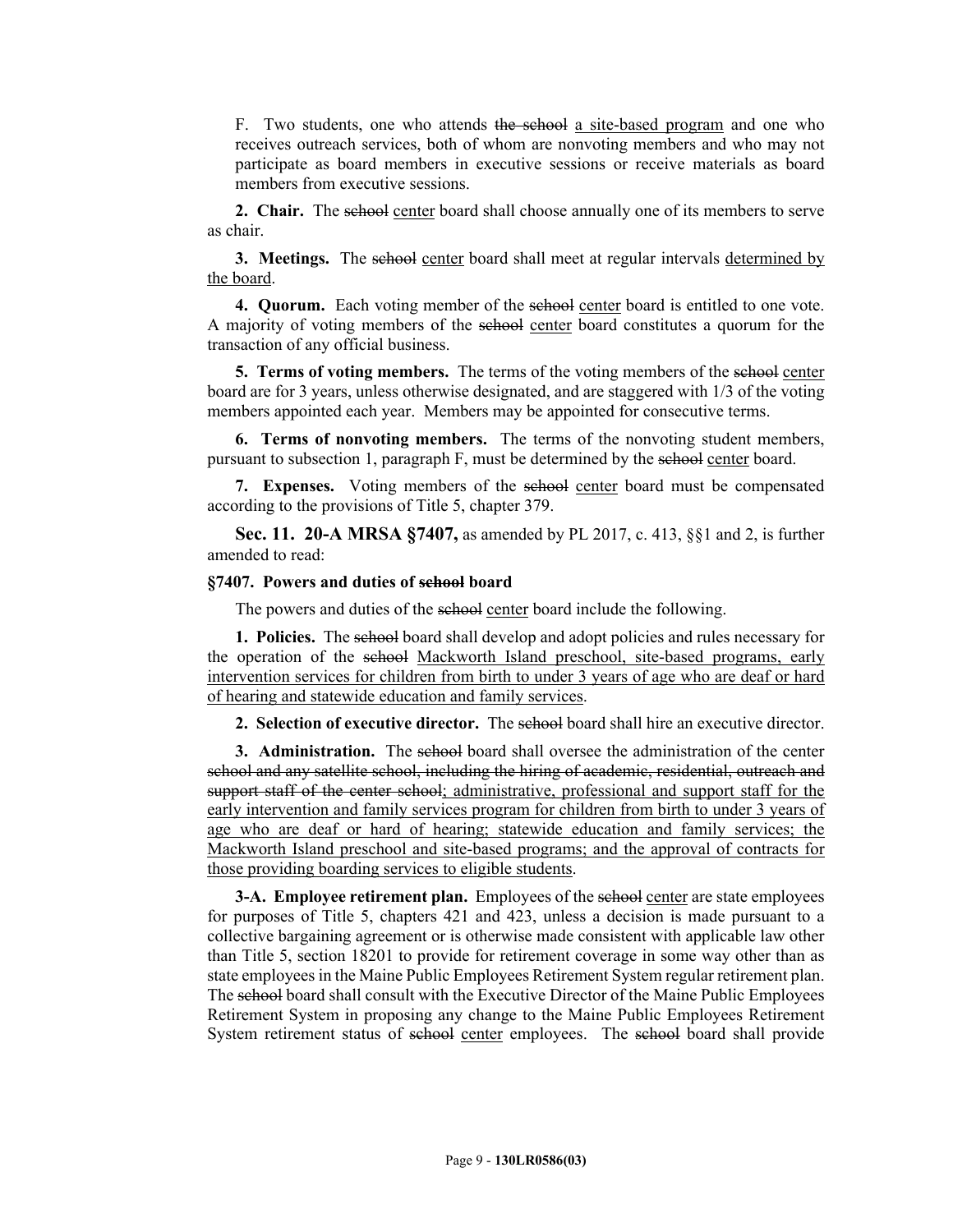F. Two students, one who attends ~~the school~~ a site-based program and one who receives outreach services, both of whom are nonvoting members and who may not participate as board members in executive sessions or receive materials as board members from executive sessions.

**2. Chair.** The ~~school~~ center board shall choose annually one of its members to serve as chair.

**3. Meetings.** The ~~school~~ center board shall meet at regular intervals determined by the board.

**4. Quorum.** Each voting member of the ~~school~~ center board is entitled to one vote. A majority of voting members of the ~~school~~ center board constitutes a quorum for the transaction of any official business.

**5. Terms of voting members.** The terms of the voting members of the ~~school~~ center board are for 3 years, unless otherwise designated, and are staggered with 1/3 of the voting members appointed each year. Members may be appointed for consecutive terms.

**6. Terms of nonvoting members.** The terms of the nonvoting student members, pursuant to subsection 1, paragraph F, must be determined by the ~~school~~ center board.

**7. Expenses.** Voting members of the ~~school~~ center board must be compensated according to the provisions of Title 5, chapter 379.

**Sec. 11. 20-A MRSA §7407,** as amended by PL 2017, c. 413, §§1 and 2, is further amended to read:

**§7407. Powers and duties of ~~school~~ board**

The powers and duties of the ~~school~~ center board include the following.

**1. Policies.** The ~~school~~ board shall develop and adopt policies and rules necessary for the operation of the ~~school~~ Mackworth Island preschool, site-based programs, early intervention services for children from birth to under 3 years of age who are deaf or hard of hearing and statewide education and family services.

**2. Selection of executive director.** The ~~school~~ board shall hire an executive director.

**3. Administration.** The ~~school~~ board shall oversee the administration of the center ~~school and any satellite school, including the hiring of academic, residential, outreach and support staff of the center school~~; administrative, professional and support staff for the early intervention and family services program for children from birth to under 3 years of age who are deaf or hard of hearing; statewide education and family services; the Mackworth Island preschool and site-based programs; and the approval of contracts for those providing boarding services to eligible students.

**3-A. Employee retirement plan.** Employees of the ~~school~~ center are state employees for purposes of Title 5, chapters 421 and 423, unless a decision is made pursuant to a collective bargaining agreement or is otherwise made consistent with applicable law other than Title 5, section 18201 to provide for retirement coverage in some way other than as state employees in the Maine Public Employees Retirement System regular retirement plan. The ~~school~~ board shall consult with the Executive Director of the Maine Public Employees Retirement System in proposing any change to the Maine Public Employees Retirement System retirement status of ~~school~~ center employees. The ~~school~~ board shall provide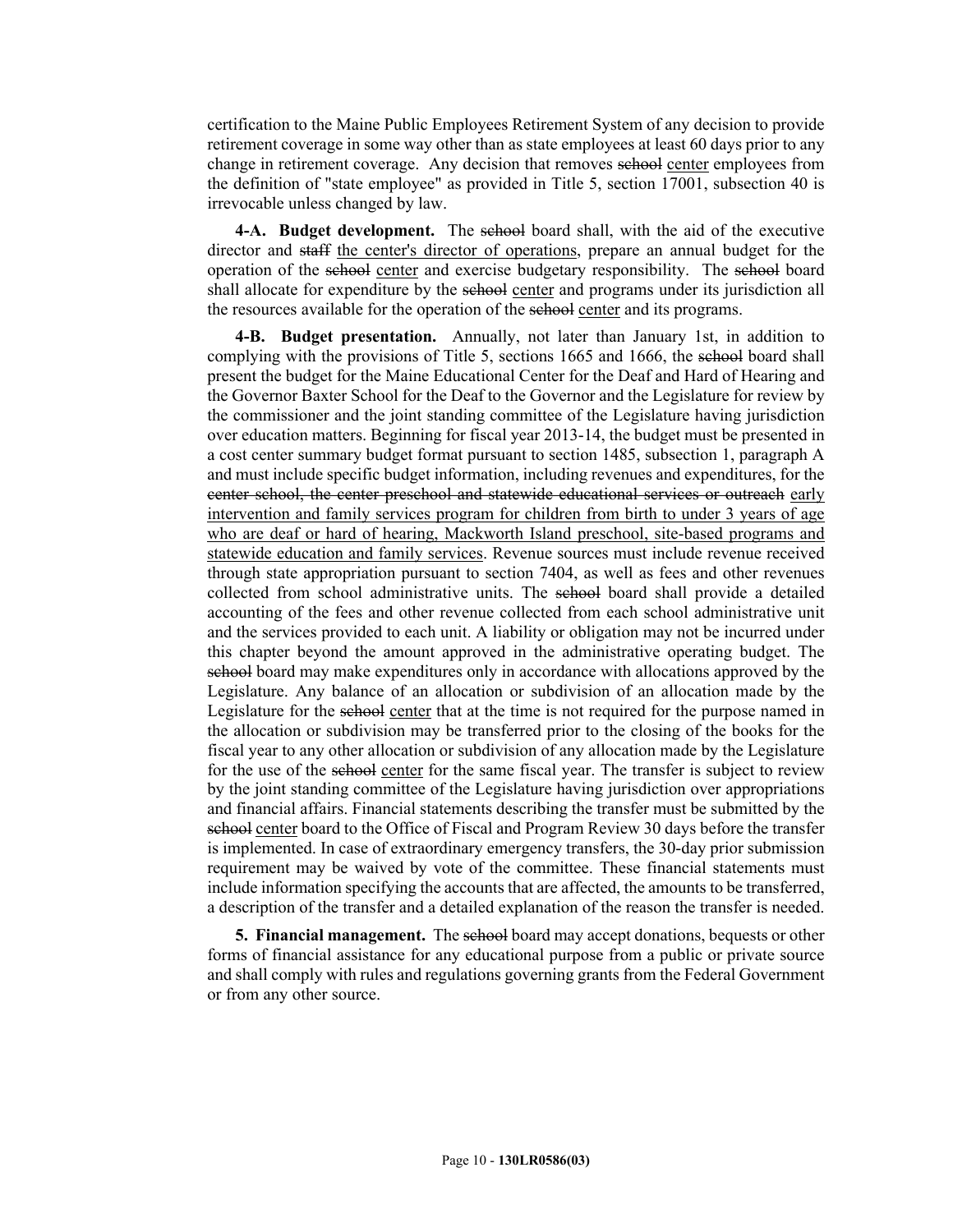certification to the Maine Public Employees Retirement System of any decision to provide retirement coverage in some way other than as state employees at least 60 days prior to any change in retirement coverage. Any decision that removes ~~school~~ center employees from the definition of "state employee" as provided in Title 5, section 17001, subsection 40 is irrevocable unless changed by law.

**4-A. Budget development.** The ~~school~~ board shall, with the aid of the executive director and ~~staff~~ the center's director of operations, prepare an annual budget for the operation of the ~~school~~ center and exercise budgetary responsibility. The ~~school~~ board shall allocate for expenditure by the ~~school~~ center and programs under its jurisdiction all the resources available for the operation of the ~~school~~ center and its programs.

**4-B. Budget presentation.** Annually, not later than January 1st, in addition to complying with the provisions of Title 5, sections 1665 and 1666, the ~~school~~ board shall present the budget for the Maine Educational Center for the Deaf and Hard of Hearing and the Governor Baxter School for the Deaf to the Governor and the Legislature for review by the commissioner and the joint standing committee of the Legislature having jurisdiction over education matters. Beginning for fiscal year 2013-14, the budget must be presented in a cost center summary budget format pursuant to section 1485, subsection 1, paragraph A and must include specific budget information, including revenues and expenditures, for the ~~center school, the center preschool and statewide educational services or outreach~~ early intervention and family services program for children from birth to under 3 years of age who are deaf or hard of hearing, Mackworth Island preschool, site-based programs and statewide education and family services. Revenue sources must include revenue received through state appropriation pursuant to section 7404, as well as fees and other revenues collected from school administrative units. The ~~school~~ board shall provide a detailed accounting of the fees and other revenue collected from each school administrative unit and the services provided to each unit. A liability or obligation may not be incurred under this chapter beyond the amount approved in the administrative operating budget. The ~~school~~ board may make expenditures only in accordance with allocations approved by the Legislature. Any balance of an allocation or subdivision of an allocation made by the Legislature for the ~~school~~ center that at the time is not required for the purpose named in the allocation or subdivision may be transferred prior to the closing of the books for the fiscal year to any other allocation or subdivision of any allocation made by the Legislature for the use of the ~~school~~ center for the same fiscal year. The transfer is subject to review by the joint standing committee of the Legislature having jurisdiction over appropriations and financial affairs. Financial statements describing the transfer must be submitted by the ~~school~~ center board to the Office of Fiscal and Program Review 30 days before the transfer is implemented. In case of extraordinary emergency transfers, the 30-day prior submission requirement may be waived by vote of the committee. These financial statements must include information specifying the accounts that are affected, the amounts to be transferred, a description of the transfer and a detailed explanation of the reason the transfer is needed.

**5. Financial management.** The ~~school~~ board may accept donations, bequests or other forms of financial assistance for any educational purpose from a public or private source and shall comply with rules and regulations governing grants from the Federal Government or from any other source.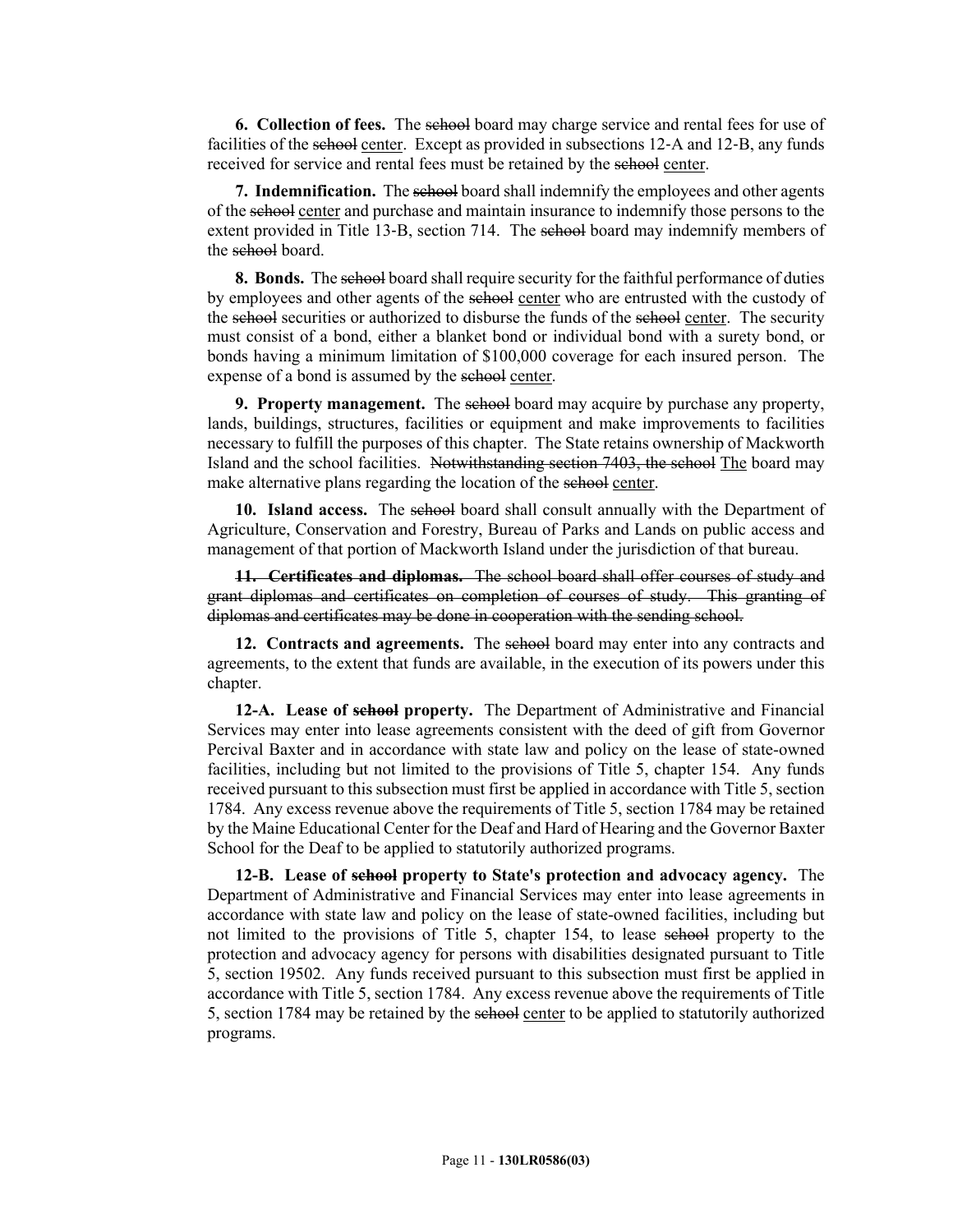**6. Collection of fees.** The ~~school~~ board may charge service and rental fees for use of facilities of the ~~school~~ center. Except as provided in subsections 12-A and 12-B, any funds received for service and rental fees must be retained by the ~~school~~ center.

**7. Indemnification.** The ~~school~~ board shall indemnify the employees and other agents of the ~~school~~ center and purchase and maintain insurance to indemnify those persons to the extent provided in Title 13-B, section 714. The ~~school~~ board may indemnify members of the ~~school~~ board.

**8. Bonds.** The ~~school~~ board shall require security for the faithful performance of duties by employees and other agents of the ~~school~~ center who are entrusted with the custody of the ~~school~~ securities or authorized to disburse the funds of the ~~school~~ center. The security must consist of a bond, either a blanket bond or individual bond with a surety bond, or bonds having a minimum limitation of $100,000 coverage for each insured person. The expense of a bond is assumed by the ~~school~~ center.

**9. Property management.** The ~~school~~ board may acquire by purchase any property, lands, buildings, structures, facilities or equipment and make improvements to facilities necessary to fulfill the purposes of this chapter. The State retains ownership of Mackworth Island and the school facilities. ~~Notwithstanding section 7403, the school~~ The board may make alternative plans regarding the location of the ~~school~~ center.

**10. Island access.** The ~~school~~ board shall consult annually with the Department of Agriculture, Conservation and Forestry, Bureau of Parks and Lands on public access and management of that portion of Mackworth Island under the jurisdiction of that bureau.

~~**11. Certificates and diplomas.** The school board shall offer courses of study and grant diplomas and certificates on completion of courses of study. This granting of diplomas and certificates may be done in cooperation with the sending school.~~

**12. Contracts and agreements.** The ~~school~~ board may enter into any contracts and agreements, to the extent that funds are available, in the execution of its powers under this chapter.

**12-A. Lease of ~~school~~ property.** The Department of Administrative and Financial Services may enter into lease agreements consistent with the deed of gift from Governor Percival Baxter and in accordance with state law and policy on the lease of state-owned facilities, including but not limited to the provisions of Title 5, chapter 154. Any funds received pursuant to this subsection must first be applied in accordance with Title 5, section 1784. Any excess revenue above the requirements of Title 5, section 1784 may be retained by the Maine Educational Center for the Deaf and Hard of Hearing and the Governor Baxter School for the Deaf to be applied to statutorily authorized programs.

**12-B. Lease of ~~school~~ property to State's protection and advocacy agency.** The Department of Administrative and Financial Services may enter into lease agreements in accordance with state law and policy on the lease of state-owned facilities, including but not limited to the provisions of Title 5, chapter 154, to lease ~~school~~ property to the protection and advocacy agency for persons with disabilities designated pursuant to Title 5, section 19502. Any funds received pursuant to this subsection must first be applied in accordance with Title 5, section 1784. Any excess revenue above the requirements of Title 5, section 1784 may be retained by the ~~school~~ center to be applied to statutorily authorized programs.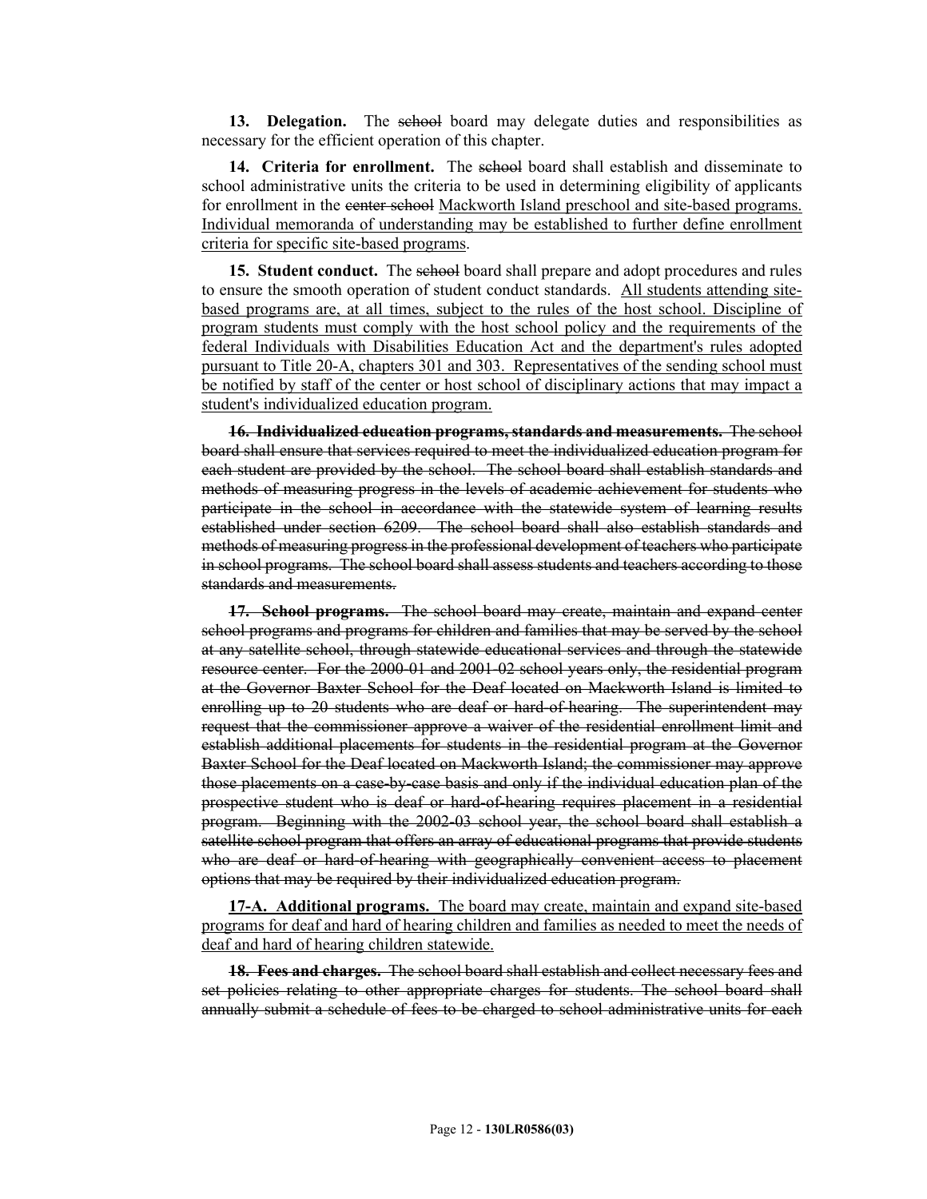**13. Delegation.** The ~~school~~ board may delegate duties and responsibilities as necessary for the efficient operation of this chapter.

**14. Criteria for enrollment.** The ~~school~~ board shall establish and disseminate to school administrative units the criteria to be used in determining eligibility of applicants for enrollment in the ~~center school~~ <u>Mackworth Island preschool and site-based programs. Individual memoranda of understanding may be established to further define enrollment criteria for specific site-based programs</u>.

**15. Student conduct.** The ~~school~~ board shall prepare and adopt procedures and rules to ensure the smooth operation of student conduct standards. <u>All students attending site-based programs are, at all times, subject to the rules of the host school. Discipline of program students must comply with the host school policy and the requirements of the federal Individuals with Disabilities Education Act and the department's rules adopted pursuant to Title 20-A, chapters 301 and 303. Representatives of the sending school must be notified by staff of the center or host school of disciplinary actions that may impact a student's individualized education program.</u>

~~**16. Individualized education programs, standards and measurements.** The school board shall ensure that services required to meet the individualized education program for each student are provided by the school. The school board shall establish standards and methods of measuring progress in the levels of academic achievement for students who participate in the school in accordance with the statewide system of learning results established under section 6209. The school board shall also establish standards and methods of measuring progress in the professional development of teachers who participate in school programs. The school board shall assess students and teachers according to those standards and measurements.~~

~~**17. School programs.** The school board may create, maintain and expand center school programs and programs for children and families that may be served by the school at any satellite school, through statewide educational services and through the statewide resource center. For the 2000-01 and 2001-02 school years only, the residential program at the Governor Baxter School for the Deaf located on Mackworth Island is limited to enrolling up to 20 students who are deaf or hard-of-hearing. The superintendent may request that the commissioner approve a waiver of the residential enrollment limit and establish additional placements for students in the residential program at the Governor Baxter School for the Deaf located on Mackworth Island; the commissioner may approve those placements on a case-by-case basis and only if the individual education plan of the prospective student who is deaf or hard-of-hearing requires placement in a residential program. Beginning with the 2002-03 school year, the school board shall establish a satellite school program that offers an array of educational programs that provide students who are deaf or hard-of-hearing with geographically convenient access to placement options that may be required by their individualized education program.~~

<u>**17-A. Additional programs.** The board may create, maintain and expand site-based programs for deaf and hard of hearing children and families as needed to meet the needs of deaf and hard of hearing children statewide.</u>

~~**18. Fees and charges.** The school board shall establish and collect necessary fees and set policies relating to other appropriate charges for students. The school board shall annually submit a schedule of fees to be charged to school administrative units for each~~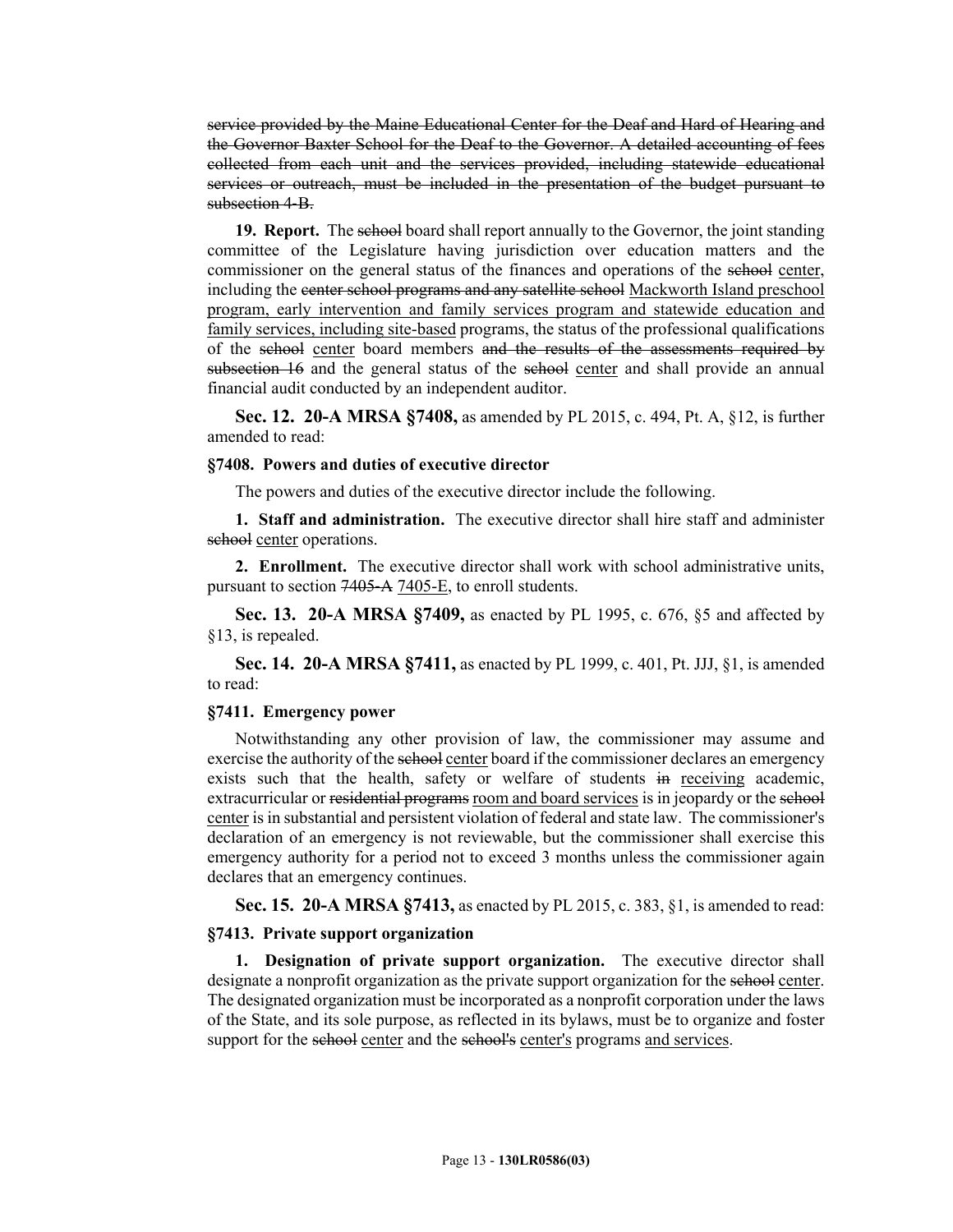~~service provided by the Maine Educational Center for the Deaf and Hard of Hearing and the Governor Baxter School for the Deaf to the Governor. A detailed accounting of fees collected from each unit and the services provided, including statewide educational services or outreach, must be included in the presentation of the budget pursuant to subsection 4-B.~~

**19. Report.** The ~~school~~ board shall report annually to the Governor, the joint standing committee of the Legislature having jurisdiction over education matters and the commissioner on the general status of the finances and operations of the ~~school~~ center, including the ~~center school programs and any satellite school~~ Mackworth Island preschool program, early intervention and family services program and statewide education and family services, including site-based programs, the status of the professional qualifications of the ~~school~~ center board members ~~and the results of the assessments required by subsection 16~~ and the general status of the ~~school~~ center and shall provide an annual financial audit conducted by an independent auditor.

**Sec. 12. 20-A MRSA §7408,** as amended by PL 2015, c. 494, Pt. A, §12, is further amended to read:

**§7408. Powers and duties of executive director**

The powers and duties of the executive director include the following.

**1. Staff and administration.** The executive director shall hire staff and administer ~~school~~ center operations.

**2. Enrollment.** The executive director shall work with school administrative units, pursuant to section ~~7405-A~~ 7405-E, to enroll students.

**Sec. 13. 20-A MRSA §7409,** as enacted by PL 1995, c. 676, §5 and affected by §13, is repealed.

**Sec. 14. 20-A MRSA §7411,** as enacted by PL 1999, c. 401, Pt. JJJ, §1, is amended to read:

**§7411. Emergency power**

Notwithstanding any other provision of law, the commissioner may assume and exercise the authority of the ~~school~~ center board if the commissioner declares an emergency exists such that the health, safety or welfare of students ~~in~~ receiving academic, extracurricular or ~~residential programs~~ room and board services is in jeopardy or the ~~school~~ center is in substantial and persistent violation of federal and state law. The commissioner's declaration of an emergency is not reviewable, but the commissioner shall exercise this emergency authority for a period not to exceed 3 months unless the commissioner again declares that an emergency continues.

**Sec. 15. 20-A MRSA §7413,** as enacted by PL 2015, c. 383, §1, is amended to read:

**§7413. Private support organization**

**1. Designation of private support organization.** The executive director shall designate a nonprofit organization as the private support organization for the ~~school~~ center. The designated organization must be incorporated as a nonprofit corporation under the laws of the State, and its sole purpose, as reflected in its bylaws, must be to organize and foster support for the ~~school~~ center and the ~~school's~~ center's programs and services.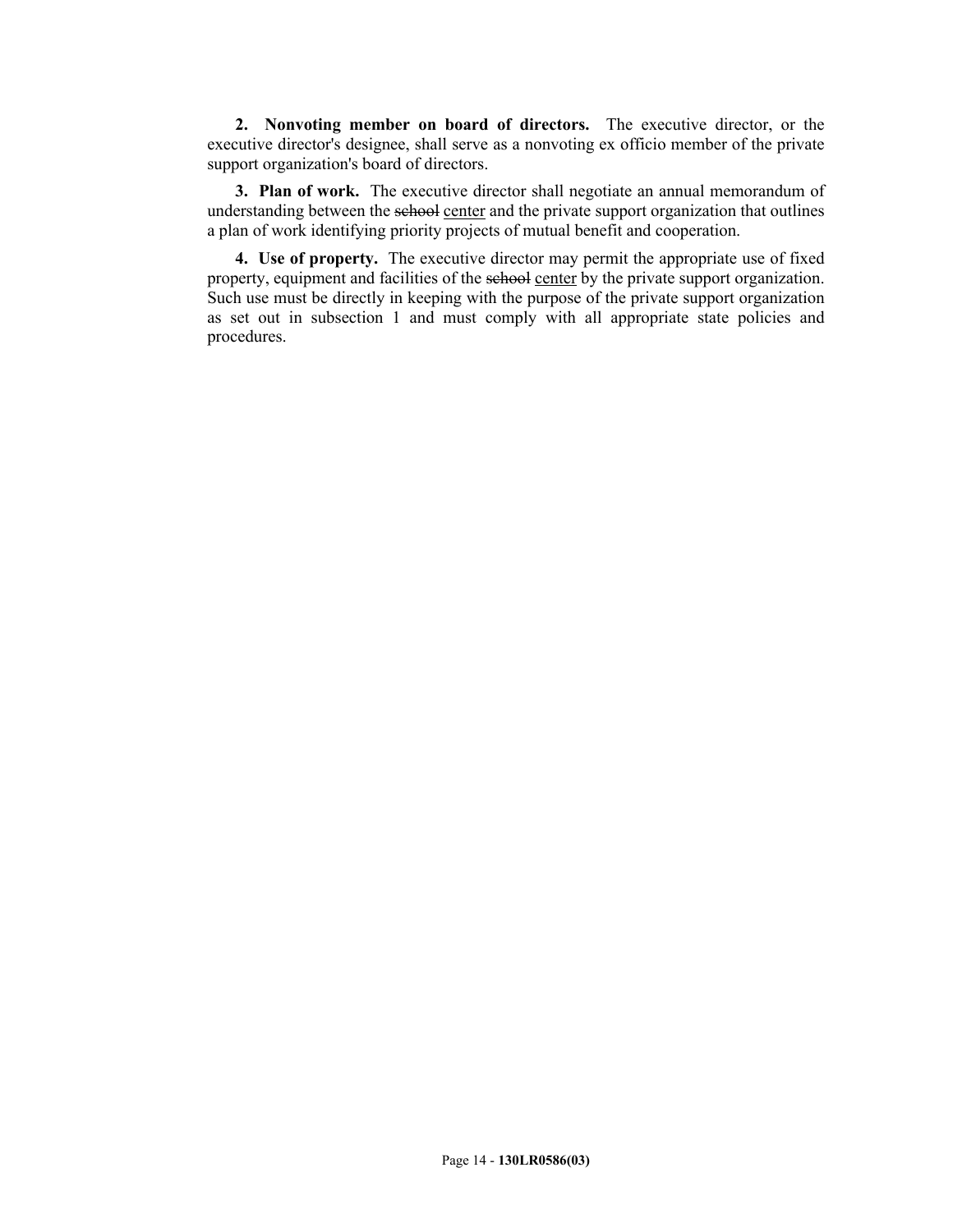**2. Nonvoting member on board of directors.** The executive director, or the executive director's designee, shall serve as a nonvoting ex officio member of the private support organization's board of directors.

**3. Plan of work.** The executive director shall negotiate an annual memorandum of understanding between the ~~school~~ center and the private support organization that outlines a plan of work identifying priority projects of mutual benefit and cooperation.

**4. Use of property.** The executive director may permit the appropriate use of fixed property, equipment and facilities of the ~~school~~ center by the private support organization. Such use must be directly in keeping with the purpose of the private support organization as set out in subsection 1 and must comply with all appropriate state policies and procedures.